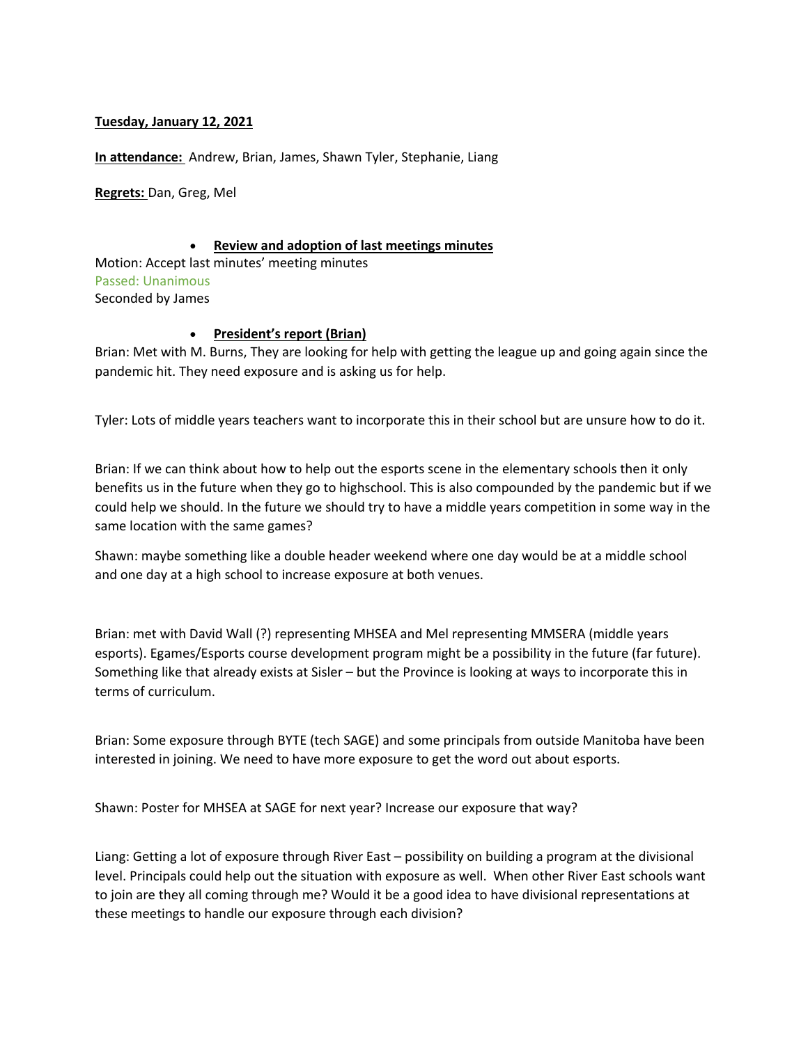**Tuesday, January 12, 2021**

**In attendance:** Andrew, Brian, James, Shawn Tyler, Stephanie, Liang

**Regrets:** Dan, Greg, Mel

- **Review and adoption of last meetings minutes**

Motion: Accept last minutes' meeting minutes
Passed: Unanimous
Seconded by James

- **President's report (Brian)**

Brian: Met with M. Burns, They are looking for help with getting the league up and going again since the pandemic hit. They need exposure and is asking us for help.

Tyler: Lots of middle years teachers want to incorporate this in their school but are unsure how to do it.

Brian: If we can think about how to help out the esports scene in the elementary schools then it only benefits us in the future when they go to highschool. This is also compounded by the pandemic but if we could help we should. In the future we should try to have a middle years competition in some way in the same location with the same games?

Shawn: maybe something like a double header weekend where one day would be at a middle school and one day at a high school to increase exposure at both venues.

Brian: met with David Wall (?) representing MHSEA and Mel representing MMSERA (middle years esports). Egames/Esports course development program might be a possibility in the future (far future). Something like that already exists at Sisler – but the Province is looking at ways to incorporate this in terms of curriculum.

Brian: Some exposure through BYTE (tech SAGE) and some principals from outside Manitoba have been interested in joining. We need to have more exposure to get the word out about esports.

Shawn: Poster for MHSEA at SAGE for next year? Increase our exposure that way?

Liang: Getting a lot of exposure through River East – possibility on building a program at the divisional level. Principals could help out the situation with exposure as well. When other River East schools want to join are they all coming through me? Would it be a good idea to have divisional representations at these meetings to handle our exposure through each division?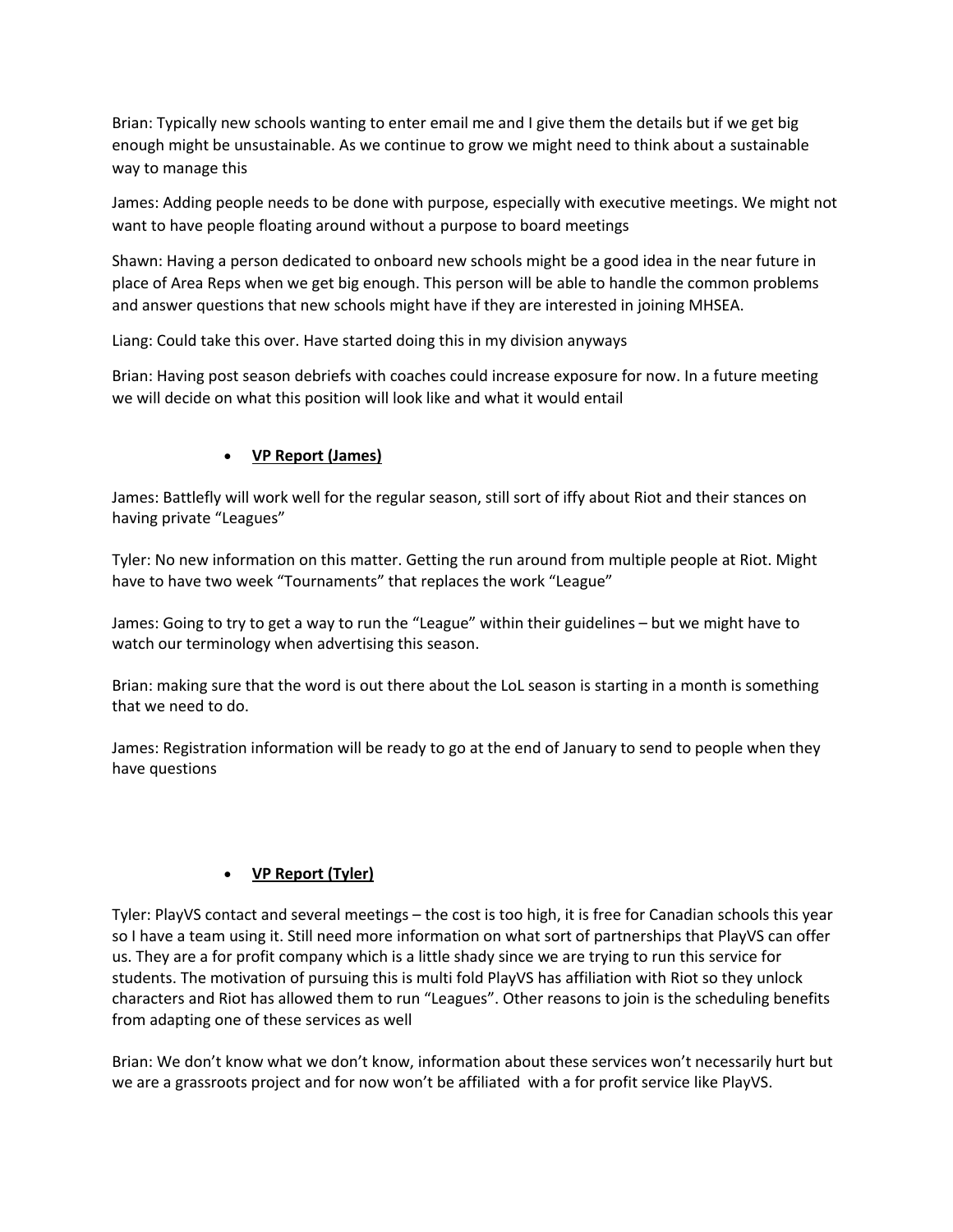Brian: Typically new schools wanting to enter email me and I give them the details but if we get big enough might be unsustainable. As we continue to grow we might need to think about a sustainable way to manage this

James: Adding people needs to be done with purpose, especially with executive meetings. We might not want to have people floating around without a purpose to board meetings

Shawn: Having a person dedicated to onboard new schools might be a good idea in the near future in place of Area Reps when we get big enough. This person will be able to handle the common problems and answer questions that new schools might have if they are interested in joining MHSEA.

Liang: Could take this over. Have started doing this in my division anyways

Brian: Having post season debriefs with coaches could increase exposure for now. In a future meeting we will decide on what this position will look like and what it would entail

- **<u>VP Report (James)</u>**

James: Battlefly will work well for the regular season, still sort of iffy about Riot and their stances on having private "Leagues"

Tyler: No new information on this matter. Getting the run around from multiple people at Riot. Might have to have two week "Tournaments" that replaces the work "League"

James: Going to try to get a way to run the "League" within their guidelines – but we might have to watch our terminology when advertising this season.

Brian: making sure that the word is out there about the LoL season is starting in a month is something that we need to do.

James: Registration information will be ready to go at the end of January to send to people when they have questions

- **<u>VP Report (Tyler)</u>**

Tyler: PlayVS contact and several meetings – the cost is too high, it is free for Canadian schools this year so I have a team using it. Still need more information on what sort of partnerships that PlayVS can offer us. They are a for profit company which is a little shady since we are trying to run this service for students. The motivation of pursuing this is multi fold PlayVS has affiliation with Riot so they unlock characters and Riot has allowed them to run "Leagues". Other reasons to join is the scheduling benefits from adapting one of these services as well

Brian: We don't know what we don't know, information about these services won't necessarily hurt but we are a grassroots project and for now won't be affiliated with a for profit service like PlayVS.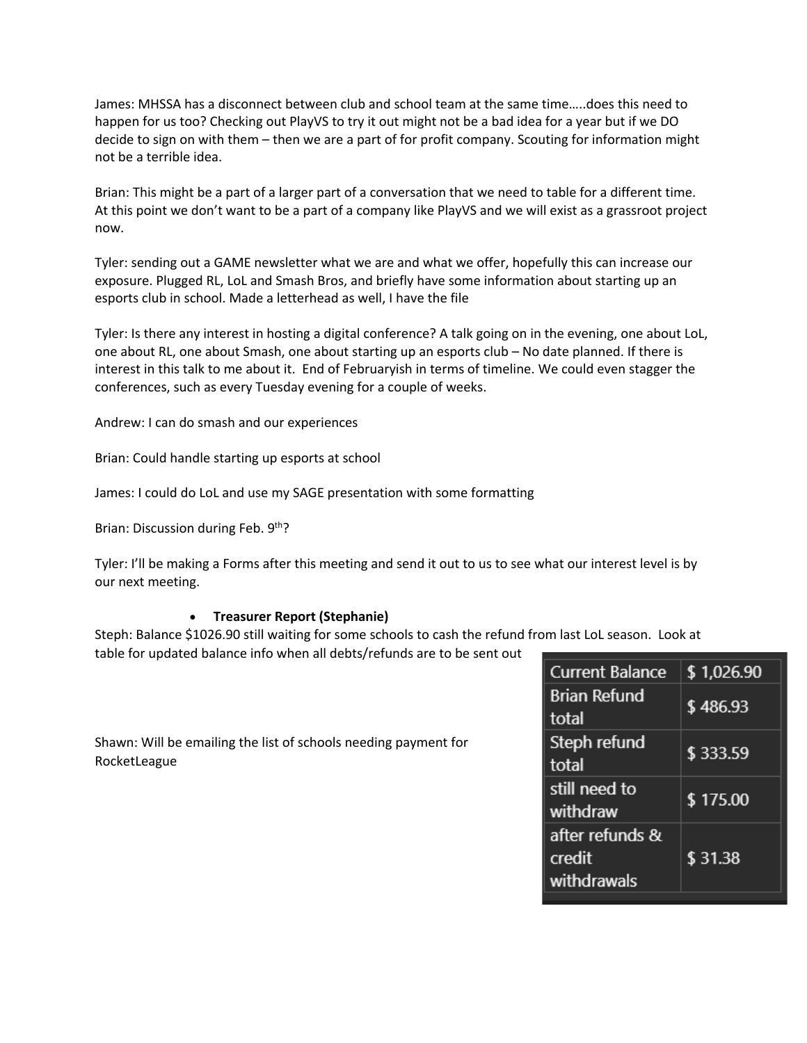James: MHSSA has a disconnect between club and school team at the same time…..does this need to happen for us too? Checking out PlayVS to try it out might not be a bad idea for a year but if we DO decide to sign on with them – then we are a part of for profit company. Scouting for information might not be a terrible idea.

Brian: This might be a part of a larger part of a conversation that we need to table for a different time. At this point we don't want to be a part of a company like PlayVS and we will exist as a grassroot project now.

Tyler: sending out a GAME newsletter what we are and what we offer, hopefully this can increase our exposure. Plugged RL, LoL and Smash Bros, and briefly have some information about starting up an esports club in school. Made a letterhead as well, I have the file

Tyler: Is there any interest in hosting a digital conference? A talk going on in the evening, one about LoL, one about RL, one about Smash, one about starting up an esports club – No date planned. If there is interest in this talk to me about it. End of Februaryish in terms of timeline. We could even stagger the conferences, such as every Tuesday evening for a couple of weeks.

Andrew: I can do smash and our experiences

Brian: Could handle starting up esports at school

James: I could do LoL and use my SAGE presentation with some formatting

Brian: Discussion during Feb. 9th?

Tyler: I'll be making a Forms after this meeting and send it out to us to see what our interest level is by our next meeting.

- **Treasurer Report (Stephanie)**

Steph: Balance $1026.90 still waiting for some schools to cash the refund from last LoL season. Look at table for updated balance info when all debts/refunds are to be sent out

| Current Balance | $ 1,026.90 |
|---|---|
| Brian Refund total | $ 486.93 |
| Steph refund total | $ 333.59 |
| still need to withdraw | $ 175.00 |
| after refunds & credit withdrawals | $ 31.38 |

Shawn: Will be emailing the list of schools needing payment for RocketLeague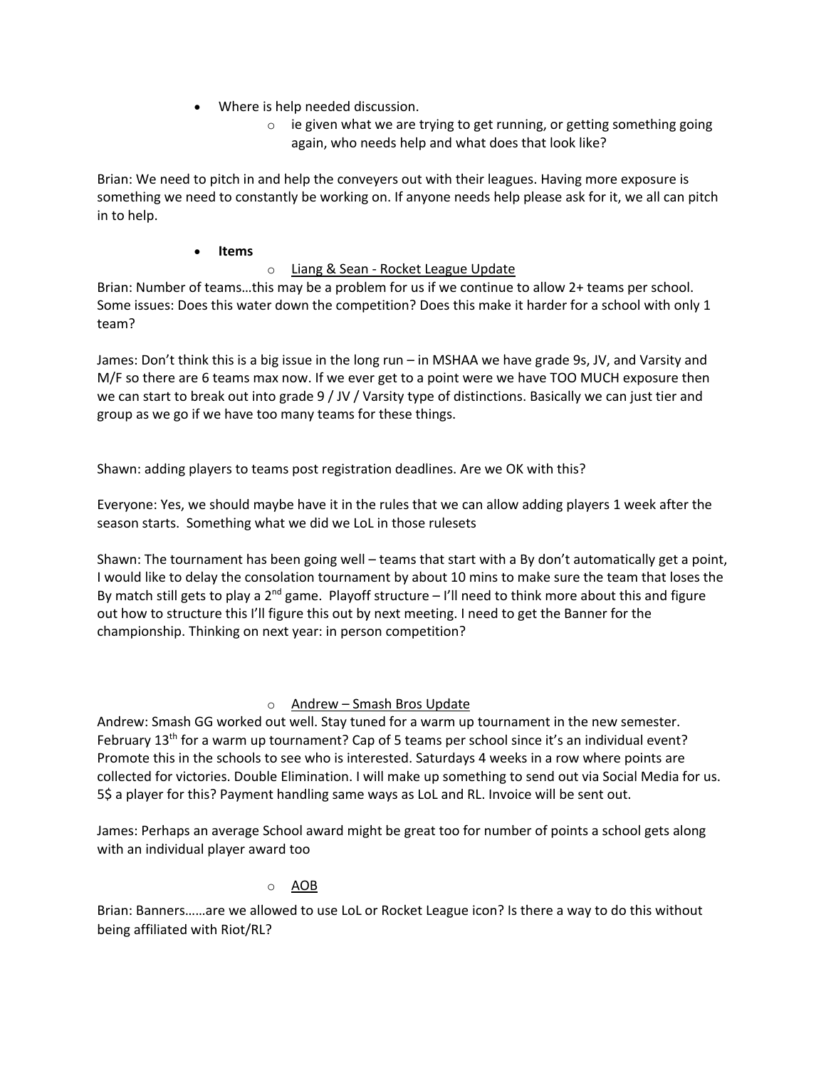- Where is help needed discussion.
    - ie given what we are trying to get running, or getting something going again, who needs help and what does that look like?

Brian: We need to pitch in and help the conveyers out with their leagues. Having more exposure is something we need to constantly be working on. If anyone needs help please ask for it, we all can pitch in to help.

- **Items**
    - Liang & Sean - Rocket League Update

Brian: Number of teams…this may be a problem for us if we continue to allow 2+ teams per school. Some issues: Does this water down the competition? Does this make it harder for a school with only 1 team?

James: Don't think this is a big issue in the long run – in MSHAA we have grade 9s, JV, and Varsity and M/F so there are 6 teams max now. If we ever get to a point were we have TOO MUCH exposure then we can start to break out into grade 9 / JV / Varsity type of distinctions. Basically we can just tier and group as we go if we have too many teams for these things.

Shawn: adding players to teams post registration deadlines. Are we OK with this?

Everyone: Yes, we should maybe have it in the rules that we can allow adding players 1 week after the season starts. Something what we did we LoL in those rulesets

Shawn: The tournament has been going well – teams that start with a By don't automatically get a point, I would like to delay the consolation tournament by about 10 mins to make sure the team that loses the By match still gets to play a 2nd game. Playoff structure – I'll need to think more about this and figure out how to structure this I'll figure this out by next meeting. I need to get the Banner for the championship. Thinking on next year: in person competition?

- Andrew – Smash Bros Update

Andrew: Smash GG worked out well. Stay tuned for a warm up tournament in the new semester. February 13th for a warm up tournament? Cap of 5 teams per school since it's an individual event? Promote this in the schools to see who is interested. Saturdays 4 weeks in a row where points are collected for victories. Double Elimination. I will make up something to send out via Social Media for us. 5$ a player for this? Payment handling same ways as LoL and RL. Invoice will be sent out.

James: Perhaps an average School award might be great too for number of points a school gets along with an individual player award too

- AOB

Brian: Banners……are we allowed to use LoL or Rocket League icon? Is there a way to do this without being affiliated with Riot/RL?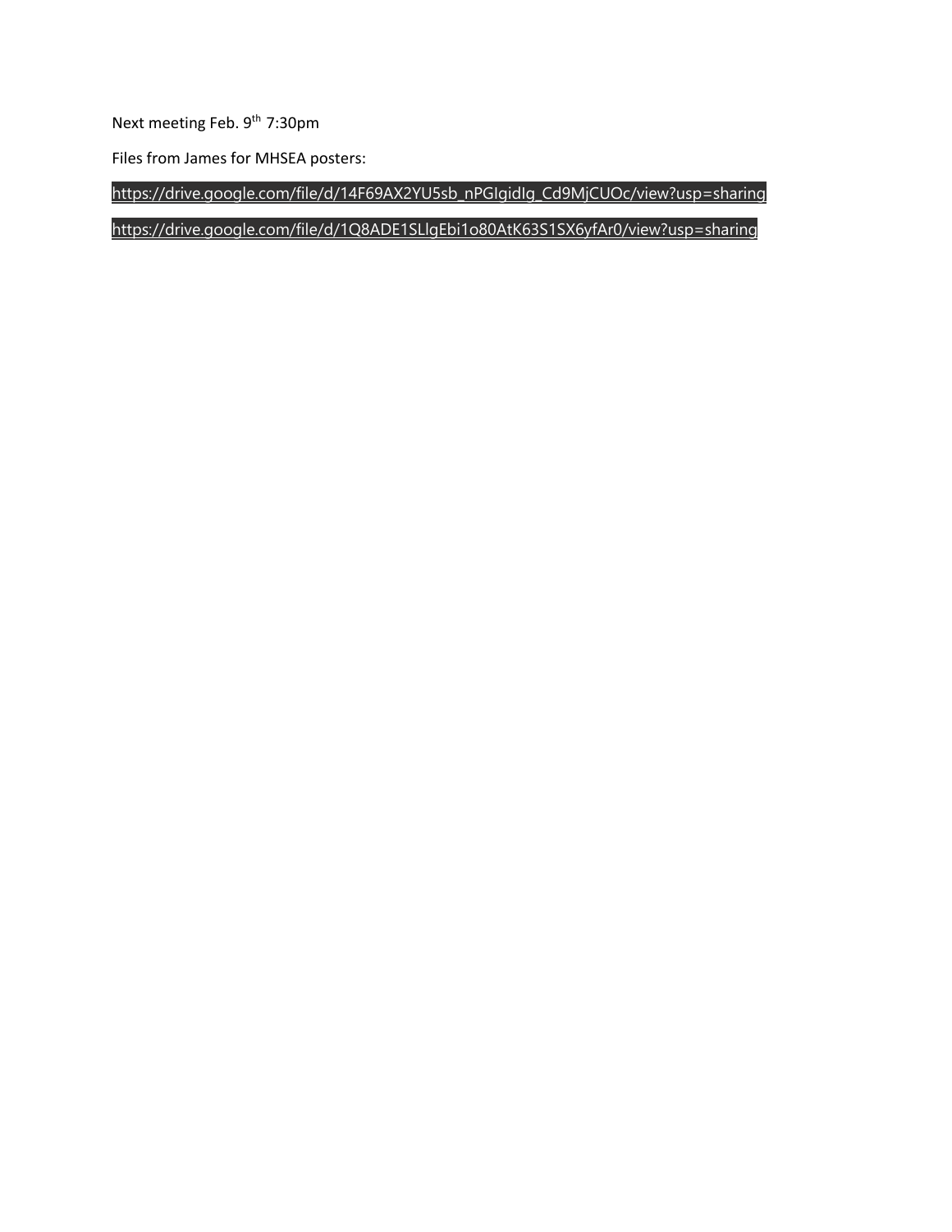Next meeting Feb. 9th 7:30pm

Files from James for MHSEA posters:

https://drive.google.com/file/d/14F69AX2YU5sb_nPGIgidIg_Cd9MjCUOc/view?usp=sharing

https://drive.google.com/file/d/1Q8ADE1SLlgEbi1o80AtK63S1SX6yfAr0/view?usp=sharing